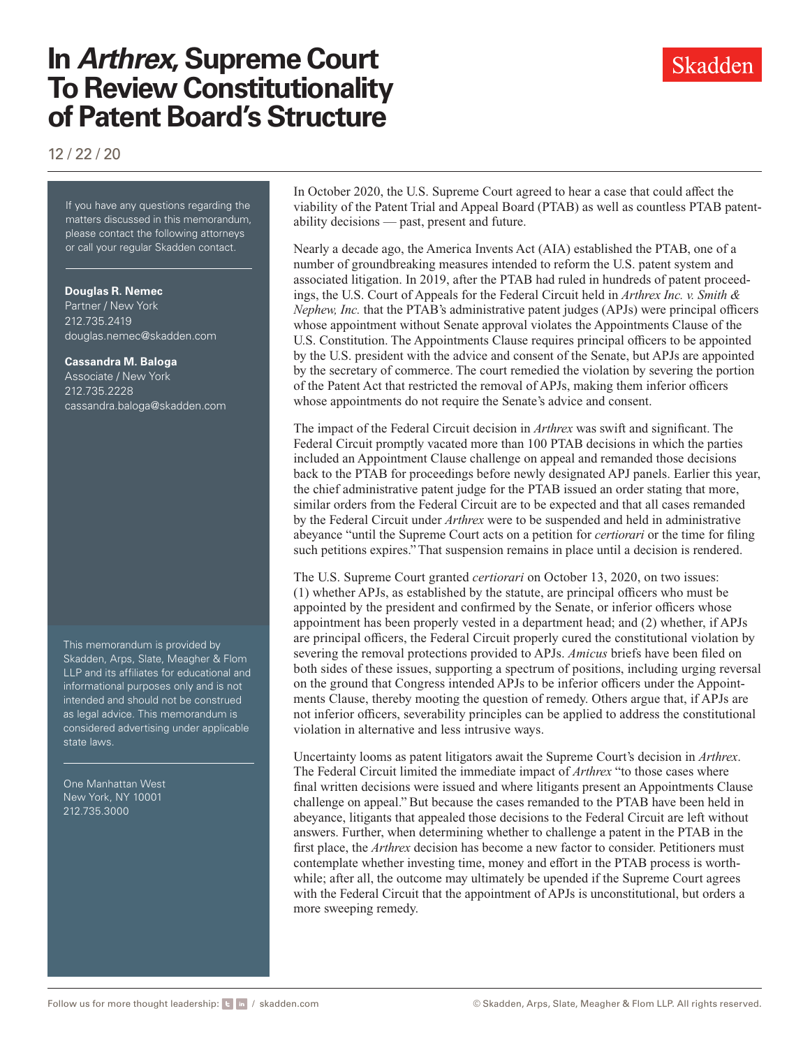# In *Arthrex,* Supreme Court To Review Constitutionality of Patent Board's Structure

12 / 22 / 20

If you have any questions regarding the matters discussed in this memorandum, please contact the following attorneys or call your regular Skadden contact.

**Douglas R. Nemec**
Partner / New York
212.735.2419
douglas.nemec@skadden.com

**Cassandra M. Baloga**
Associate / New York
212.735.2228
cassandra.baloga@skadden.com

This memorandum is provided by Skadden, Arps, Slate, Meagher & Flom LLP and its affiliates for educational and informational purposes only and is not intended and should not be construed as legal advice. This memorandum is considered advertising under applicable state laws.

One Manhattan West
New York, NY 10001
212.735.3000

In October 2020, the U.S. Supreme Court agreed to hear a case that could affect the viability of the Patent Trial and Appeal Board (PTAB) as well as countless PTAB patentability decisions — past, present and future.

Nearly a decade ago, the America Invents Act (AIA) established the PTAB, one of a number of groundbreaking measures intended to reform the U.S. patent system and associated litigation. In 2019, after the PTAB had ruled in hundreds of patent proceedings, the U.S. Court of Appeals for the Federal Circuit held in *Arthrex Inc. v. Smith & Nephew, Inc.* that the PTAB's administrative patent judges (APJs) were principal officers whose appointment without Senate approval violates the Appointments Clause of the U.S. Constitution. The Appointments Clause requires principal officers to be appointed by the U.S. president with the advice and consent of the Senate, but APJs are appointed by the secretary of commerce. The court remedied the violation by severing the portion of the Patent Act that restricted the removal of APJs, making them inferior officers whose appointments do not require the Senate's advice and consent.

The impact of the Federal Circuit decision in *Arthrex* was swift and significant. The Federal Circuit promptly vacated more than 100 PTAB decisions in which the parties included an Appointment Clause challenge on appeal and remanded those decisions back to the PTAB for proceedings before newly designated APJ panels. Earlier this year, the chief administrative patent judge for the PTAB issued an order stating that more, similar orders from the Federal Circuit are to be expected and that all cases remanded by the Federal Circuit under *Arthrex* were to be suspended and held in administrative abeyance "until the Supreme Court acts on a petition for *certiorari* or the time for filing such petitions expires." That suspension remains in place until a decision is rendered.

The U.S. Supreme Court granted *certiorari* on October 13, 2020, on two issues: (1) whether APJs, as established by the statute, are principal officers who must be appointed by the president and confirmed by the Senate, or inferior officers whose appointment has been properly vested in a department head; and (2) whether, if APJs are principal officers, the Federal Circuit properly cured the constitutional violation by severing the removal protections provided to APJs. *Amicus* briefs have been filed on both sides of these issues, supporting a spectrum of positions, including urging reversal on the ground that Congress intended APJs to be inferior officers under the Appointments Clause, thereby mooting the question of remedy. Others argue that, if APJs are not inferior officers, severability principles can be applied to address the constitutional violation in alternative and less intrusive ways.

Uncertainty looms as patent litigators await the Supreme Court's decision in *Arthrex*. The Federal Circuit limited the immediate impact of *Arthrex* "to those cases where final written decisions were issued and where litigants present an Appointments Clause challenge on appeal." But because the cases remanded to the PTAB have been held in abeyance, litigants that appealed those decisions to the Federal Circuit are left without answers. Further, when determining whether to challenge a patent in the PTAB in the first place, the *Arthrex* decision has become a new factor to consider. Petitioners must contemplate whether investing time, money and effort in the PTAB process is worthwhile; after all, the outcome may ultimately be upended if the Supreme Court agrees with the Federal Circuit that the appointment of APJs is unconstitutional, but orders a more sweeping remedy.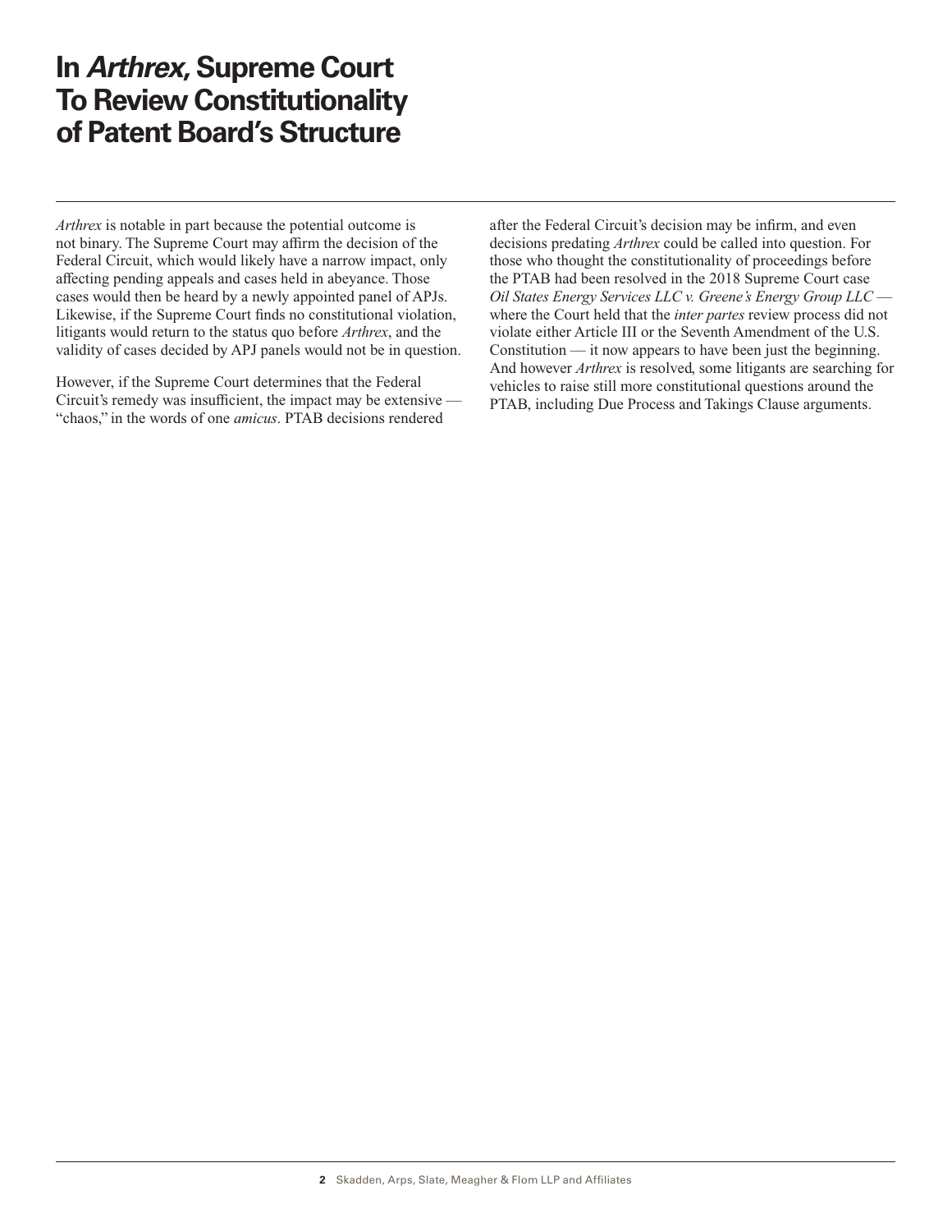# In *Arthrex,* Supreme Court To Review Constitutionality of Patent Board's Structure

*Arthrex* is notable in part because the potential outcome is not binary. The Supreme Court may affirm the decision of the Federal Circuit, which would likely have a narrow impact, only affecting pending appeals and cases held in abeyance. Those cases would then be heard by a newly appointed panel of APJs. Likewise, if the Supreme Court finds no constitutional violation, litigants would return to the status quo before *Arthrex*, and the validity of cases decided by APJ panels would not be in question.

However, if the Supreme Court determines that the Federal Circuit's remedy was insufficient, the impact may be extensive — "chaos," in the words of one *amicus*. PTAB decisions rendered after the Federal Circuit's decision may be infirm, and even decisions predating *Arthrex* could be called into question. For those who thought the constitutionality of proceedings before the PTAB had been resolved in the 2018 Supreme Court case *Oil States Energy Services LLC v. Greene's Energy Group LLC* — where the Court held that the *inter partes* review process did not violate either Article III or the Seventh Amendment of the U.S. Constitution — it now appears to have been just the beginning. And however *Arthrex* is resolved, some litigants are searching for vehicles to raise still more constitutional questions around the PTAB, including Due Process and Takings Clause arguments.